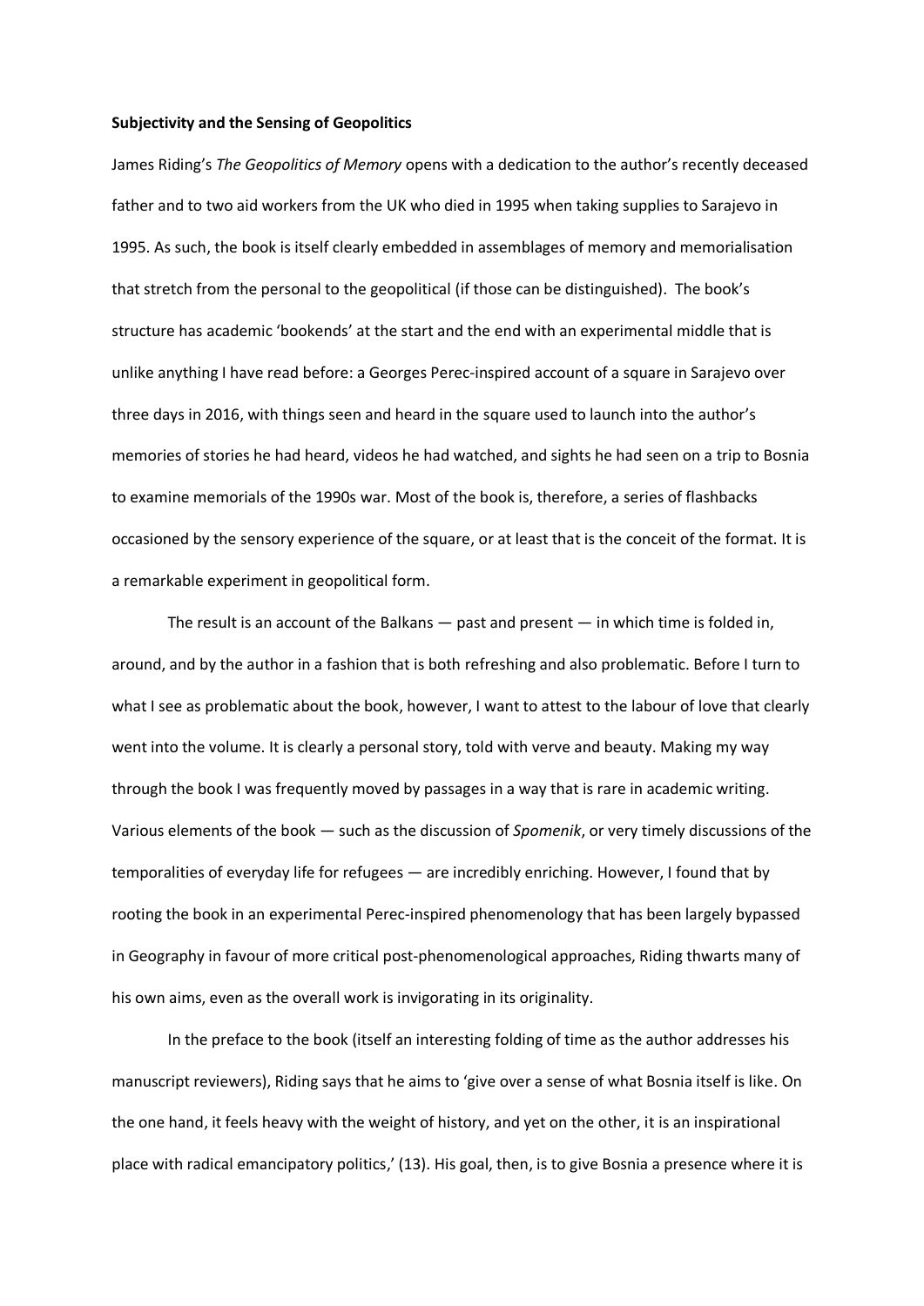**Subjectivity and the Sensing of Geopolitics**

James Riding's *The Geopolitics of Memory* opens with a dedication to the author's recently deceased father and to two aid workers from the UK who died in 1995 when taking supplies to Sarajevo in 1995. As such, the book is itself clearly embedded in assemblages of memory and memorialisation that stretch from the personal to the geopolitical (if those can be distinguished). The book's structure has academic 'bookends' at the start and the end with an experimental middle that is unlike anything I have read before: a Georges Perec-inspired account of a square in Sarajevo over three days in 2016, with things seen and heard in the square used to launch into the author's memories of stories he had heard, videos he had watched, and sights he had seen on a trip to Bosnia to examine memorials of the 1990s war. Most of the book is, therefore, a series of flashbacks occasioned by the sensory experience of the square, or at least that is the conceit of the format. It is a remarkable experiment in geopolitical form.

The result is an account of the Balkans — past and present — in which time is folded in, around, and by the author in a fashion that is both refreshing and also problematic. Before I turn to what I see as problematic about the book, however, I want to attest to the labour of love that clearly went into the volume. It is clearly a personal story, told with verve and beauty. Making my way through the book I was frequently moved by passages in a way that is rare in academic writing. Various elements of the book — such as the discussion of *Spomenik*, or very timely discussions of the temporalities of everyday life for refugees — are incredibly enriching. However, I found that by rooting the book in an experimental Perec-inspired phenomenology that has been largely bypassed in Geography in favour of more critical post-phenomenological approaches, Riding thwarts many of his own aims, even as the overall work is invigorating in its originality.

In the preface to the book (itself an interesting folding of time as the author addresses his manuscript reviewers), Riding says that he aims to 'give over a sense of what Bosnia itself is like. On the one hand, it feels heavy with the weight of history, and yet on the other, it is an inspirational place with radical emancipatory politics,' (13). His goal, then, is to give Bosnia a presence where it is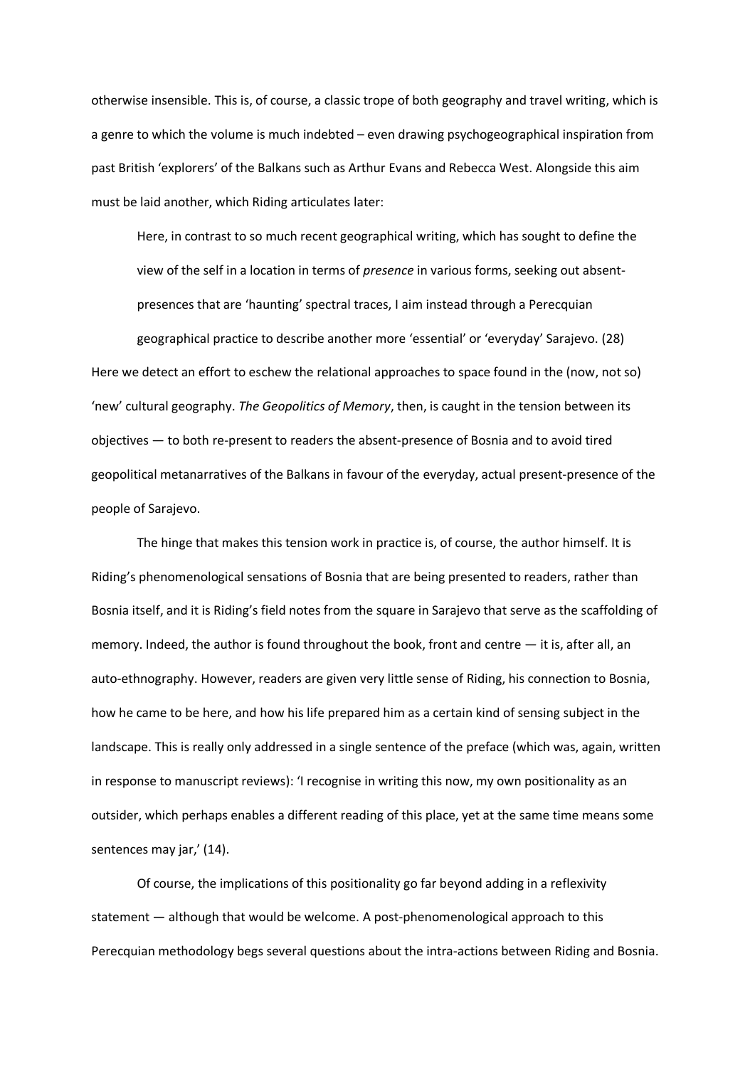otherwise insensible. This is, of course, a classic trope of both geography and travel writing, which is a genre to which the volume is much indebted – even drawing psychogeographical inspiration from past British 'explorers' of the Balkans such as Arthur Evans and Rebecca West. Alongside this aim must be laid another, which Riding articulates later:

> Here, in contrast to so much recent geographical writing, which has sought to define the view of the self in a location in terms of *presence* in various forms, seeking out absent-presences that are 'haunting' spectral traces, I aim instead through a Perecquian geographical practice to describe another more 'essential' or 'everyday' Sarajevo. (28)

Here we detect an effort to eschew the relational approaches to space found in the (now, not so) 'new' cultural geography. *The Geopolitics of Memory*, then, is caught in the tension between its objectives — to both re-present to readers the absent-presence of Bosnia and to avoid tired geopolitical metanarratives of the Balkans in favour of the everyday, actual present-presence of the people of Sarajevo.

The hinge that makes this tension work in practice is, of course, the author himself. It is Riding's phenomenological sensations of Bosnia that are being presented to readers, rather than Bosnia itself, and it is Riding's field notes from the square in Sarajevo that serve as the scaffolding of memory. Indeed, the author is found throughout the book, front and centre — it is, after all, an auto-ethnography. However, readers are given very little sense of Riding, his connection to Bosnia, how he came to be here, and how his life prepared him as a certain kind of sensing subject in the landscape. This is really only addressed in a single sentence of the preface (which was, again, written in response to manuscript reviews): 'I recognise in writing this now, my own positionality as an outsider, which perhaps enables a different reading of this place, yet at the same time means some sentences may jar,' (14).

Of course, the implications of this positionality go far beyond adding in a reflexivity statement — although that would be welcome. A post-phenomenological approach to this Perecquian methodology begs several questions about the intra-actions between Riding and Bosnia.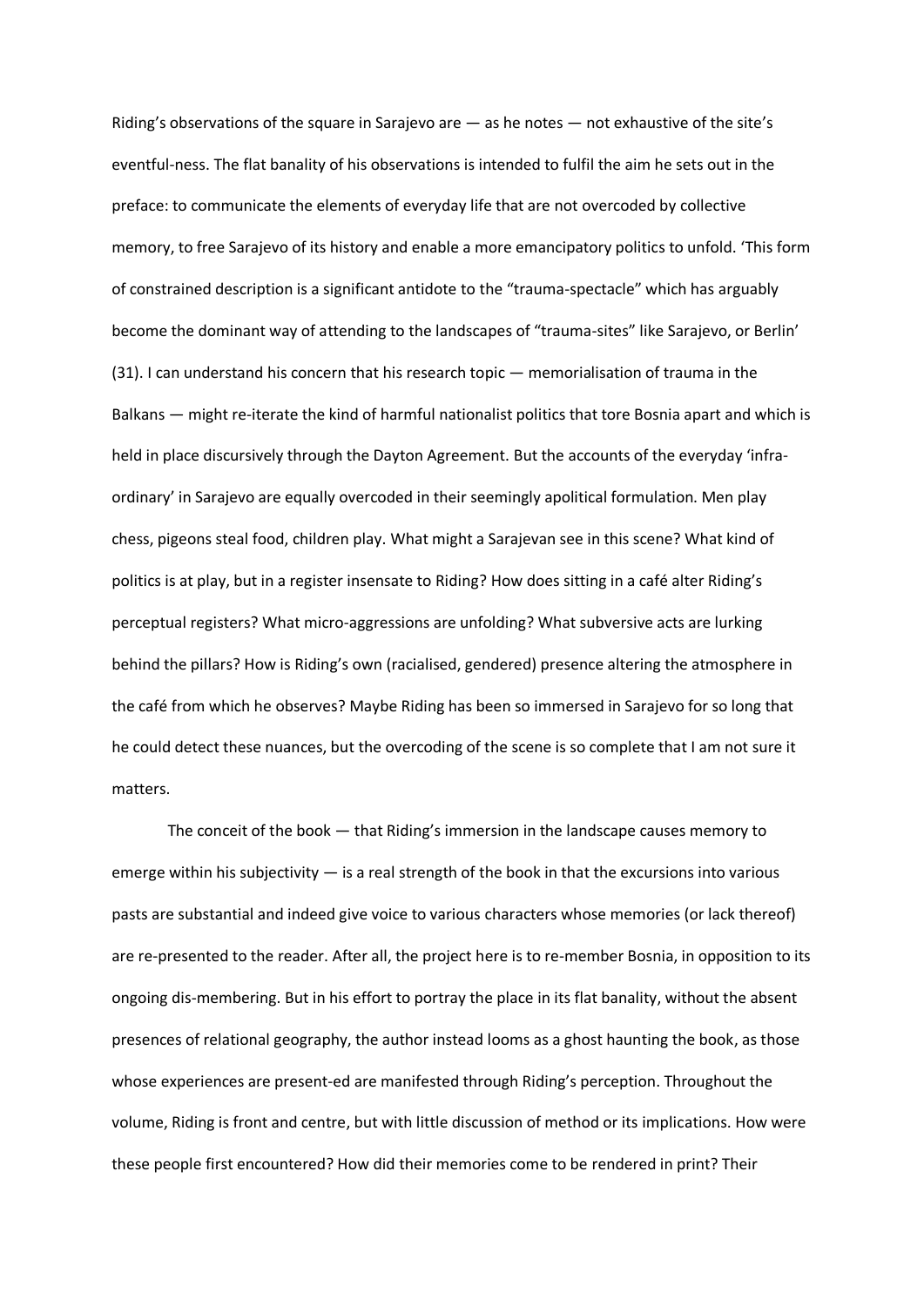Riding's observations of the square in Sarajevo are — as he notes — not exhaustive of the site's eventful-ness. The flat banality of his observations is intended to fulfil the aim he sets out in the preface: to communicate the elements of everyday life that are not overcoded by collective memory, to free Sarajevo of its history and enable a more emancipatory politics to unfold. 'This form of constrained description is a significant antidote to the "trauma-spectacle" which has arguably become the dominant way of attending to the landscapes of "trauma-sites" like Sarajevo, or Berlin' (31). I can understand his concern that his research topic — memorialisation of trauma in the Balkans — might re-iterate the kind of harmful nationalist politics that tore Bosnia apart and which is held in place discursively through the Dayton Agreement. But the accounts of the everyday 'infra-ordinary' in Sarajevo are equally overcoded in their seemingly apolitical formulation. Men play chess, pigeons steal food, children play. What might a Sarajevan see in this scene? What kind of politics is at play, but in a register insensate to Riding? How does sitting in a café alter Riding's perceptual registers? What micro-aggressions are unfolding? What subversive acts are lurking behind the pillars? How is Riding's own (racialised, gendered) presence altering the atmosphere in the café from which he observes? Maybe Riding has been so immersed in Sarajevo for so long that he could detect these nuances, but the overcoding of the scene is so complete that I am not sure it matters.

The conceit of the book — that Riding's immersion in the landscape causes memory to emerge within his subjectivity — is a real strength of the book in that the excursions into various pasts are substantial and indeed give voice to various characters whose memories (or lack thereof) are re-presented to the reader. After all, the project here is to re-member Bosnia, in opposition to its ongoing dis-membering. But in his effort to portray the place in its flat banality, without the absent presences of relational geography, the author instead looms as a ghost haunting the book, as those whose experiences are present-ed are manifested through Riding's perception. Throughout the volume, Riding is front and centre, but with little discussion of method or its implications. How were these people first encountered? How did their memories come to be rendered in print? Their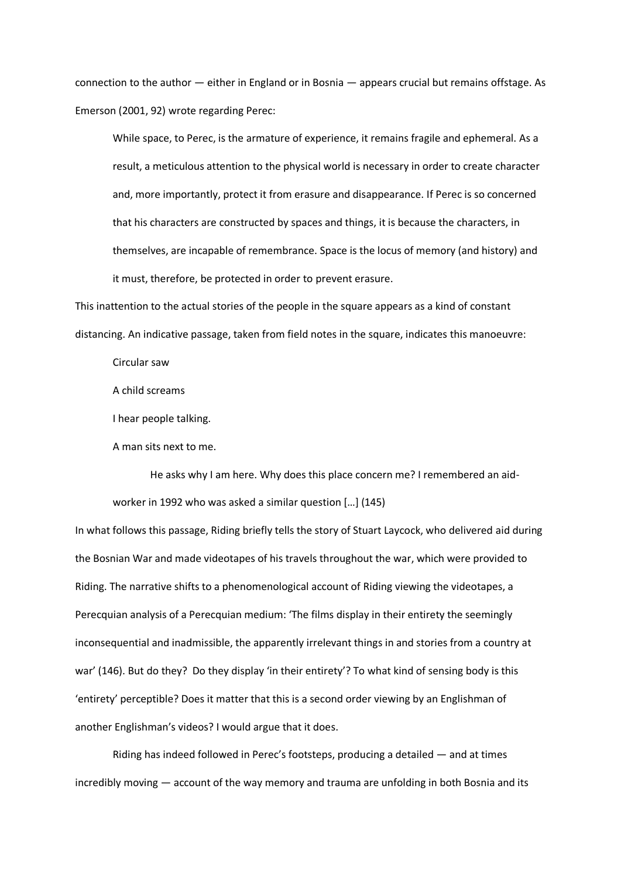connection to the author — either in England or in Bosnia — appears crucial but remains offstage. As Emerson (2001, 92) wrote regarding Perec:

> While space, to Perec, is the armature of experience, it remains fragile and ephemeral. As a result, a meticulous attention to the physical world is necessary in order to create character and, more importantly, protect it from erasure and disappearance. If Perec is so concerned that his characters are constructed by spaces and things, it is because the characters, in themselves, are incapable of remembrance. Space is the locus of memory (and history) and it must, therefore, be protected in order to prevent erasure.

This inattention to the actual stories of the people in the square appears as a kind of constant distancing. An indicative passage, taken from field notes in the square, indicates this manoeuvre:

> Circular saw
>
> A child screams
>
> I hear people talking.
>
> A man sits next to me.
>
> He asks why I am here. Why does this place concern me? I remembered an aid-worker in 1992 who was asked a similar question […] (145)

In what follows this passage, Riding briefly tells the story of Stuart Laycock, who delivered aid during the Bosnian War and made videotapes of his travels throughout the war, which were provided to Riding. The narrative shifts to a phenomenological account of Riding viewing the videotapes, a Perecquian analysis of a Perecquian medium: 'The films display in their entirety the seemingly inconsequential and inadmissible, the apparently irrelevant things in and stories from a country at war' (146). But do they? Do they display 'in their entirety'? To what kind of sensing body is this 'entirety' perceptible? Does it matter that this is a second order viewing by an Englishman of another Englishman's videos? I would argue that it does.

Riding has indeed followed in Perec's footsteps, producing a detailed — and at times incredibly moving — account of the way memory and trauma are unfolding in both Bosnia and its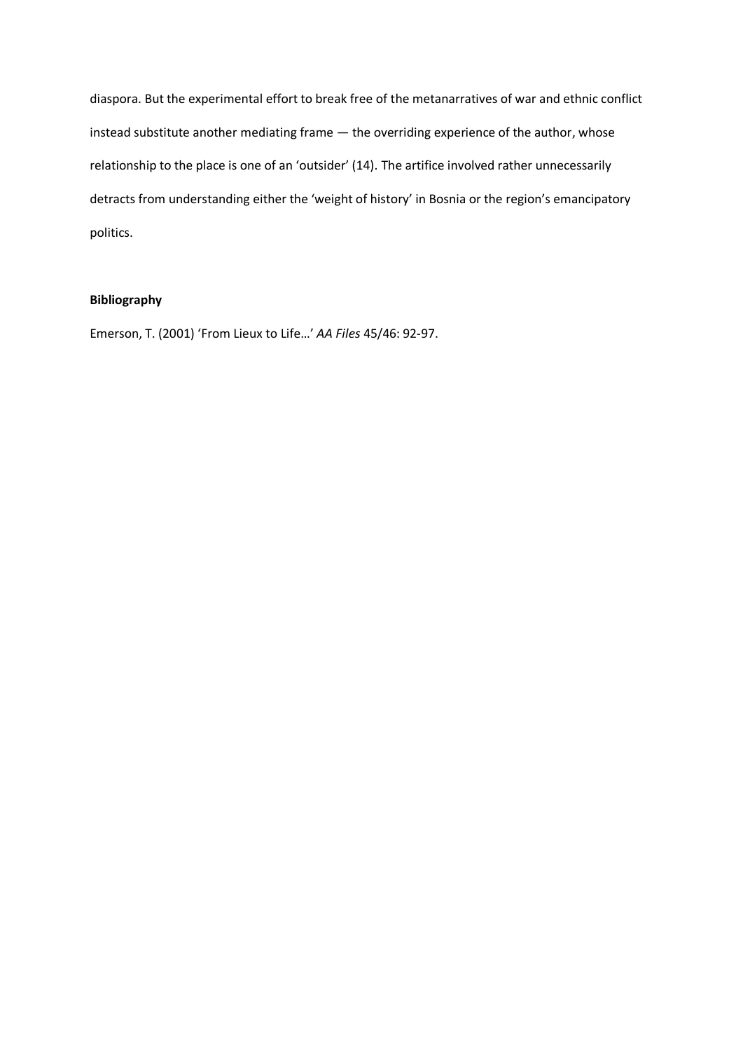diaspora. But the experimental effort to break free of the metanarratives of war and ethnic conflict instead substitute another mediating frame — the overriding experience of the author, whose relationship to the place is one of an 'outsider' (14). The artifice involved rather unnecessarily detracts from understanding either the 'weight of history' in Bosnia or the region's emancipatory politics.

**Bibliography**

Emerson, T. (2001) 'From Lieux to Life…' *AA Files* 45/46: 92-97.